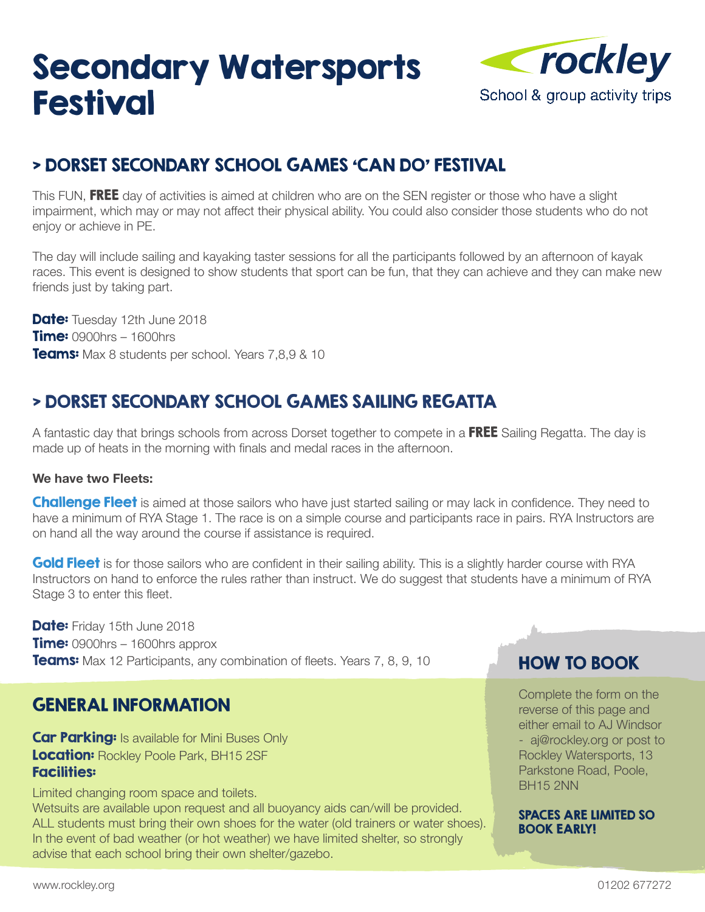# Secondary Watersports Festival

rockley
School & group activity trips

## > DORSET SECONDARY SCHOOL GAMES 'CAN DO' FESTIVAL

This FUN, **FREE** day of activities is aimed at children who are on the SEN register or those who have a slight impairment, which may or may not affect their physical ability. You could also consider those students who do not enjoy or achieve in PE.

The day will include sailing and kayaking taster sessions for all the participants followed by an afternoon of kayak races. This event is designed to show students that sport can be fun, that they can achieve and they can make new friends just by taking part.

**Date:** Tuesday 12th June 2018
**Time:** 0900hrs – 1600hrs
**Teams:** Max 8 students per school. Years 7,8,9 & 10

## > DORSET SECONDARY SCHOOL GAMES SAILING REGATTA

A fantastic day that brings schools from across Dorset together to compete in a **FREE** Sailing Regatta. The day is made up of heats in the morning with finals and medal races in the afternoon.

**We have two Fleets:**

**Challenge Fleet** is aimed at those sailors who have just started sailing or may lack in confidence. They need to have a minimum of RYA Stage 1. The race is on a simple course and participants race in pairs. RYA Instructors are on hand all the way around the course if assistance is required.

**Gold Fleet** is for those sailors who are confident in their sailing ability. This is a slightly harder course with RYA Instructors on hand to enforce the rules rather than instruct. We do suggest that students have a minimum of RYA Stage 3 to enter this fleet.

**Date:** Friday 15th June 2018
**Time:** 0900hrs – 1600hrs approx
**Teams:** Max 12 Participants, any combination of fleets. Years 7, 8, 9, 10

## GENERAL INFORMATION

**Car Parking:** Is available for Mini Buses Only
**Location:** Rockley Poole Park, BH15 2SF
**Facilities:**

Limited changing room space and toilets.
Wetsuits are available upon request and all buoyancy aids can/will be provided.
ALL students must bring their own shoes for the water (old trainers or water shoes).
In the event of bad weather (or hot weather) we have limited shelter, so strongly advise that each school bring their own shelter/gazebo.

## HOW TO BOOK

Complete the form on the reverse of this page and either email to AJ Windsor - aj@rockley.org or post to Rockley Watersports, 13 Parkstone Road, Poole, BH15 2NN

**SPACES ARE LIMITED SO BOOK EARLY!**

www.rockley.org 01202 677272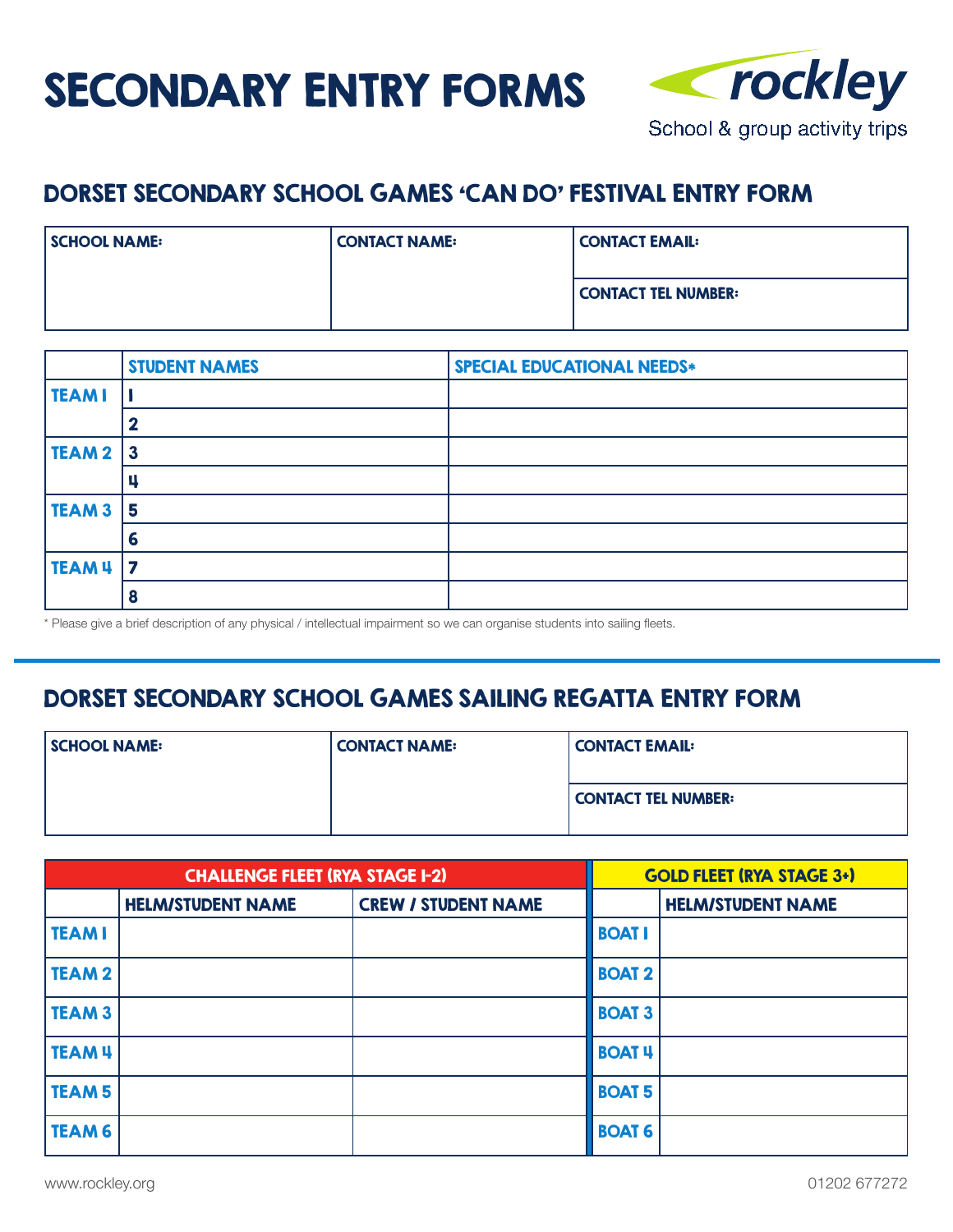# SECONDARY ENTRY FORMS

rockley
School & group activity trips

## DORSET SECONDARY SCHOOL GAMES 'CAN DO' FESTIVAL ENTRY FORM

| SCHOOL NAME: | CONTACT NAME: | CONTACT EMAIL: |
|---|---|---|
| | | CONTACT TEL NUMBER: |

| | STUDENT NAMES | SPECIAL EDUCATIONAL NEEDS* |
|---|---|---|
| TEAM 1 | 1 | |
| | 2 | |
| TEAM 2 | 3 | |
| | 4 | |
| TEAM 3 | 5 | |
| | 6 | |
| TEAM 4 | 7 | |
| | 8 | |

* Please give a brief description of any physical / intellectual impairment so we can organise students into sailing fleets.

## DORSET SECONDARY SCHOOL GAMES SAILING REGATTA ENTRY FORM

| SCHOOL NAME: | CONTACT NAME: | CONTACT EMAIL: |
|---|---|---|
| | | CONTACT TEL NUMBER: |

| CHALLENGE FLEET (RYA STAGE 1-2) | | | GOLD FLEET (RYA STAGE 3+) | |
|---|---|---|---|---|
| | HELM/STUDENT NAME | CREW / STUDENT NAME | | HELM/STUDENT NAME |
| TEAM 1 | | | BOAT 1 | |
| TEAM 2 | | | BOAT 2 | |
| TEAM 3 | | | BOAT 3 | |
| TEAM 4 | | | BOAT 4 | |
| TEAM 5 | | | BOAT 5 | |
| TEAM 6 | | | BOAT 6 | |

www.rockley.org

01202 677272